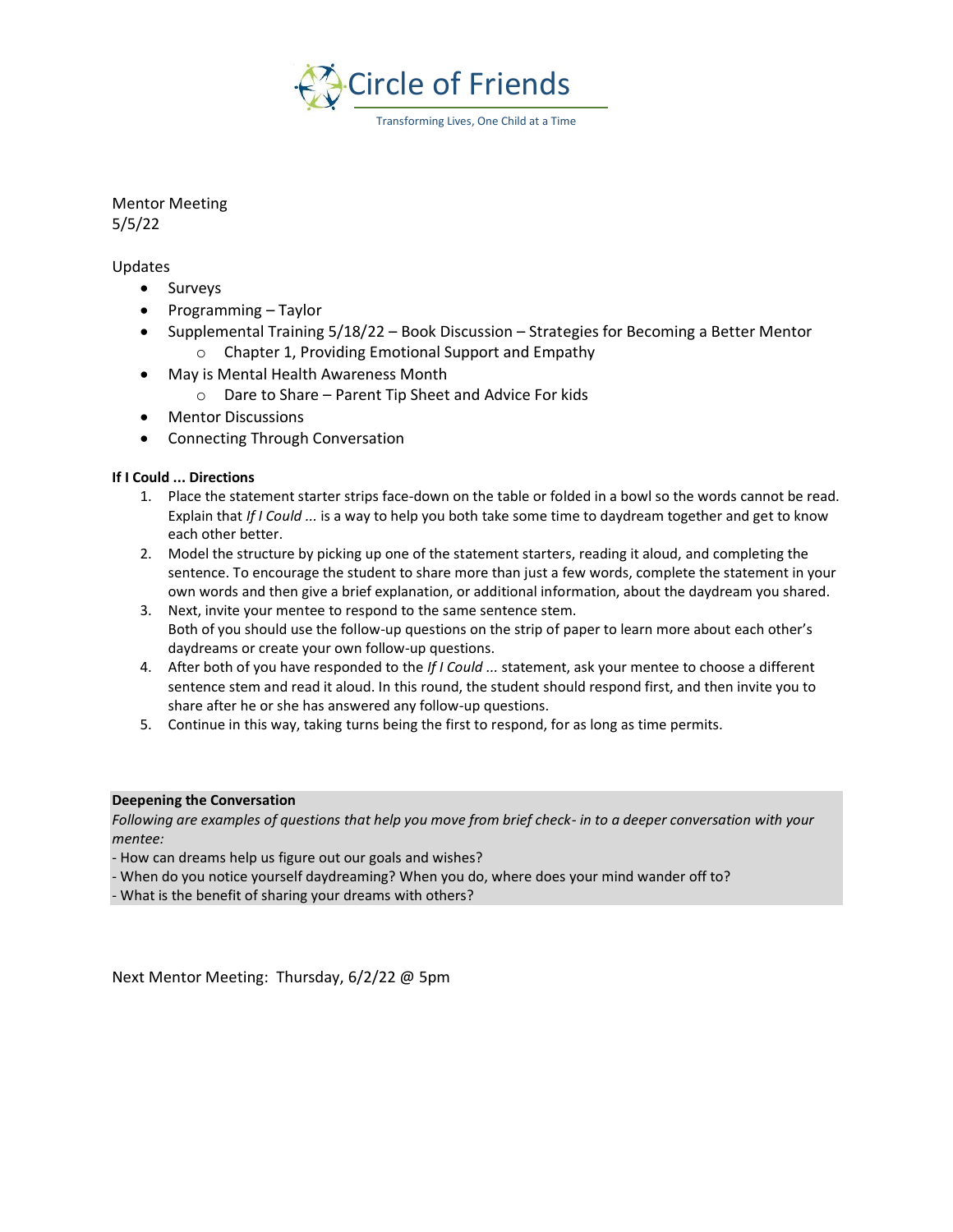Circle of Friends

Transforming Lives, One Child at a Time

Mentor Meeting
5/5/22

Updates

- Surveys
- Programming – Taylor
- Supplemental Training 5/18/22 – Book Discussion – Strategies for Becoming a Better Mentor
  - Chapter 1, Providing Emotional Support and Empathy
- May is Mental Health Awareness Month
  - Dare to Share – Parent Tip Sheet and Advice For kids
- Mentor Discussions
- Connecting Through Conversation

**If I Could ... Directions**

1. Place the statement starter strips face-down on the table or folded in a bowl so the words cannot be read. Explain that *If I Could ...* is a way to help you both take some time to daydream together and get to know each other better.
2. Model the structure by picking up one of the statement starters, reading it aloud, and completing the sentence. To encourage the student to share more than just a few words, complete the statement in your own words and then give a brief explanation, or additional information, about the daydream you shared.
3. Next, invite your mentee to respond to the same sentence stem.
   Both of you should use the follow-up questions on the strip of paper to learn more about each other's daydreams or create your own follow-up questions.
4. After both of you have responded to the *If I Could ...* statement, ask your mentee to choose a different sentence stem and read it aloud. In this round, the student should respond first, and then invite you to share after he or she has answered any follow-up questions.
5. Continue in this way, taking turns being the first to respond, for as long as time permits.

**Deepening the Conversation**

*Following are examples of questions that help you move from brief check- in to a deeper conversation with your mentee:*

- How can dreams help us figure out our goals and wishes?
- When do you notice yourself daydreaming? When you do, where does your mind wander off to?
- What is the benefit of sharing your dreams with others?

Next Mentor Meeting: Thursday, 6/2/22 @ 5pm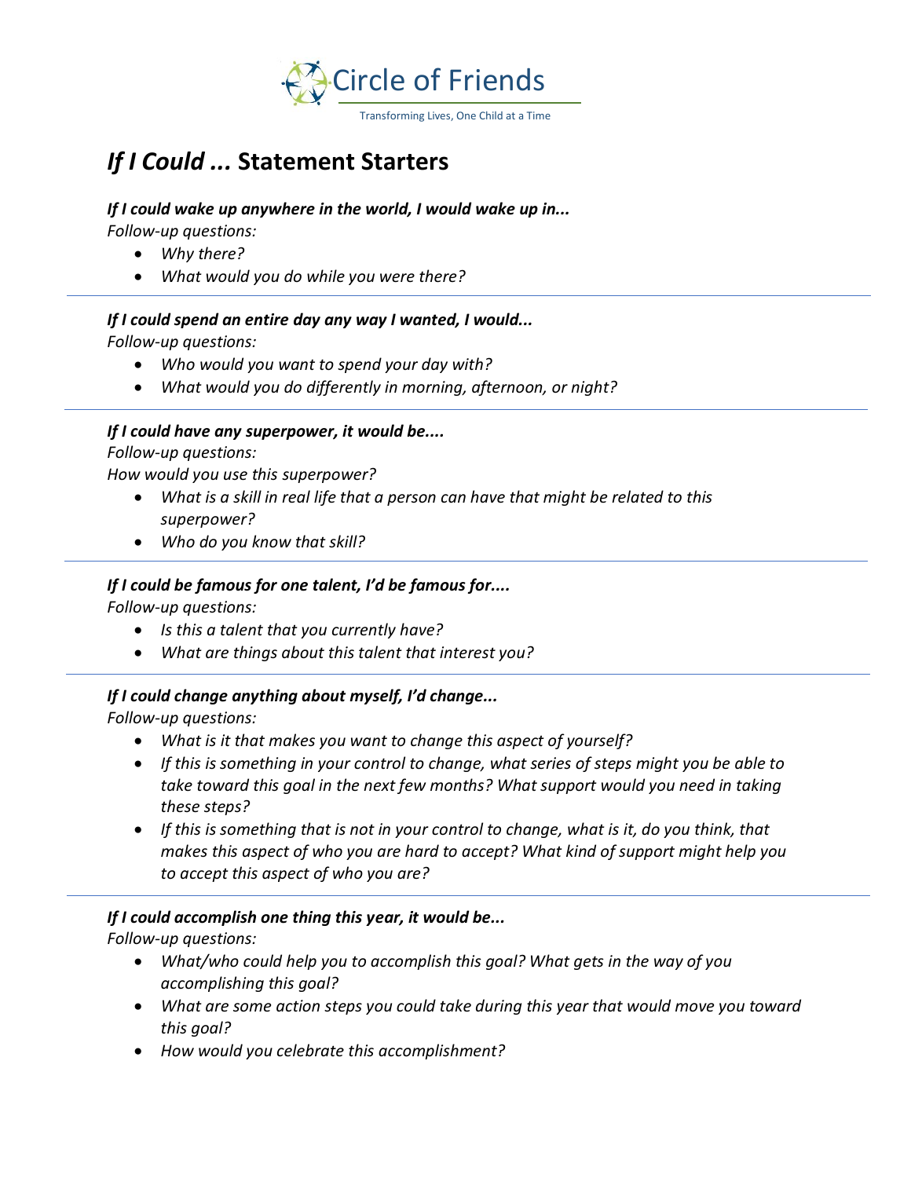Circle of Friends

Transforming Lives, One Child at a Time

# *If I Could ...* Statement Starters

***If I could wake up anywhere in the world, I would wake up in...***

*Follow-up questions:*

- *Why there?*
- *What would you do while you were there?*

---

***If I could spend an entire day any way I wanted, I would...***

*Follow-up questions:*

- *Who would you want to spend your day with?*
- *What would you do differently in morning, afternoon, or night?*

---

***If I could have any superpower, it would be....***

*Follow-up questions:*

*How would you use this superpower?*

- *What is a skill in real life that a person can have that might be related to this superpower?*
- *Who do you know that skill?*

---

***If I could be famous for one talent, I'd be famous for....***

*Follow-up questions:*

- *Is this a talent that you currently have?*
- *What are things about this talent that interest you?*

---

***If I could change anything about myself, I'd change...***

*Follow-up questions:*

- *What is it that makes you want to change this aspect of yourself?*
- *If this is something in your control to change, what series of steps might you be able to take toward this goal in the next few months? What support would you need in taking these steps?*
- *If this is something that is not in your control to change, what is it, do you think, that makes this aspect of who you are hard to accept? What kind of support might help you to accept this aspect of who you are?*

---

***If I could accomplish one thing this year, it would be...***

*Follow-up questions:*

- *What/who could help you to accomplish this goal? What gets in the way of you accomplishing this goal?*
- *What are some action steps you could take during this year that would move you toward this goal?*
- *How would you celebrate this accomplishment?*